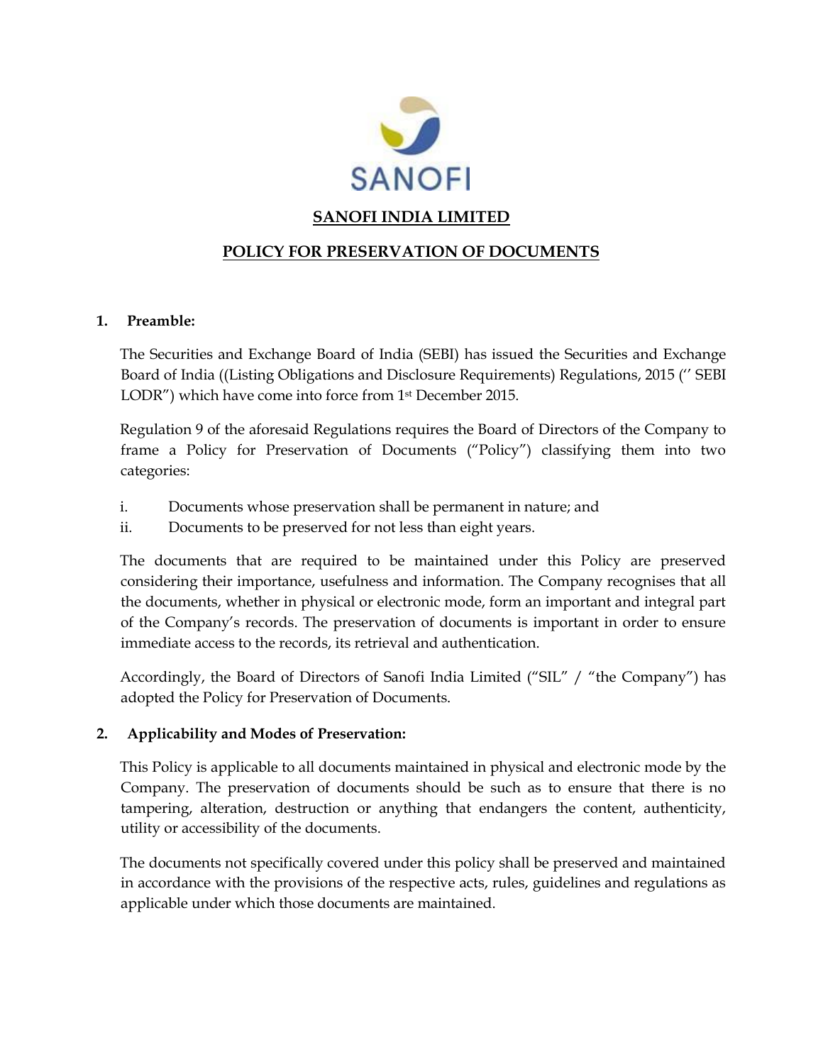SANOFI

# SANOFI INDIA LIMITED

## POLICY FOR PRESERVATION OF DOCUMENTS

**1. Preamble:**

The Securities and Exchange Board of India (SEBI) has issued the Securities and Exchange Board of India ((Listing Obligations and Disclosure Requirements) Regulations, 2015 ('' SEBI LODR") which have come into force from 1st December 2015.

Regulation 9 of the aforesaid Regulations requires the Board of Directors of the Company to frame a Policy for Preservation of Documents ("Policy") classifying them into two categories:

i. Documents whose preservation shall be permanent in nature; and
ii. Documents to be preserved for not less than eight years.

The documents that are required to be maintained under this Policy are preserved considering their importance, usefulness and information. The Company recognises that all the documents, whether in physical or electronic mode, form an important and integral part of the Company's records. The preservation of documents is important in order to ensure immediate access to the records, its retrieval and authentication.

Accordingly, the Board of Directors of Sanofi India Limited ("SIL" / "the Company") has adopted the Policy for Preservation of Documents.

**2. Applicability and Modes of Preservation:**

This Policy is applicable to all documents maintained in physical and electronic mode by the Company. The preservation of documents should be such as to ensure that there is no tampering, alteration, destruction or anything that endangers the content, authenticity, utility or accessibility of the documents.

The documents not specifically covered under this policy shall be preserved and maintained in accordance with the provisions of the respective acts, rules, guidelines and regulations as applicable under which those documents are maintained.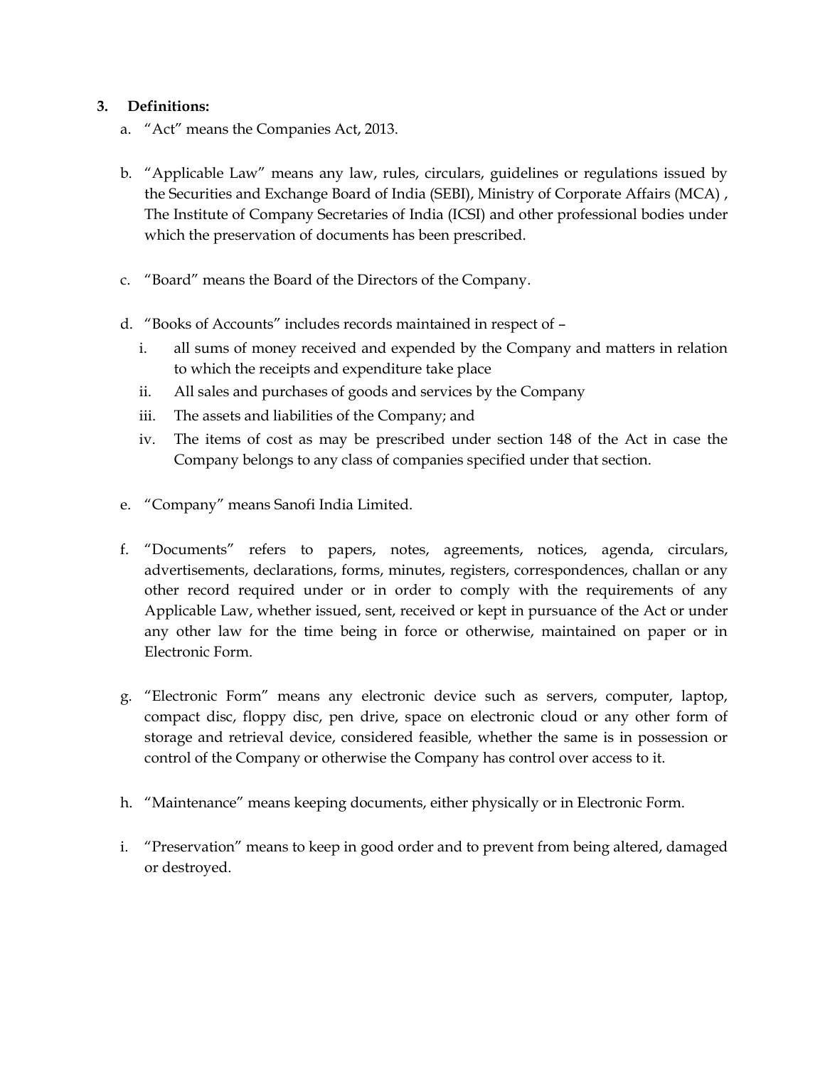**3. Definitions:**

a. "Act" means the Companies Act, 2013.

b. "Applicable Law" means any law, rules, circulars, guidelines or regulations issued by the Securities and Exchange Board of India (SEBI), Ministry of Corporate Affairs (MCA) , The Institute of Company Secretaries of India (ICSI) and other professional bodies under which the preservation of documents has been prescribed.

c. "Board" means the Board of the Directors of the Company.

d. "Books of Accounts" includes records maintained in respect of –

   i. all sums of money received and expended by the Company and matters in relation to which the receipts and expenditure take place
   
   ii. All sales and purchases of goods and services by the Company
   
   iii. The assets and liabilities of the Company; and
   
   iv. The items of cost as may be prescribed under section 148 of the Act in case the Company belongs to any class of companies specified under that section.

e. "Company" means Sanofi India Limited.

f. "Documents" refers to papers, notes, agreements, notices, agenda, circulars, advertisements, declarations, forms, minutes, registers, correspondences, challan or any other record required under or in order to comply with the requirements of any Applicable Law, whether issued, sent, received or kept in pursuance of the Act or under any other law for the time being in force or otherwise, maintained on paper or in Electronic Form.

g. "Electronic Form" means any electronic device such as servers, computer, laptop, compact disc, floppy disc, pen drive, space on electronic cloud or any other form of storage and retrieval device, considered feasible, whether the same is in possession or control of the Company or otherwise the Company has control over access to it.

h. "Maintenance" means keeping documents, either physically or in Electronic Form.

i. "Preservation" means to keep in good order and to prevent from being altered, damaged or destroyed.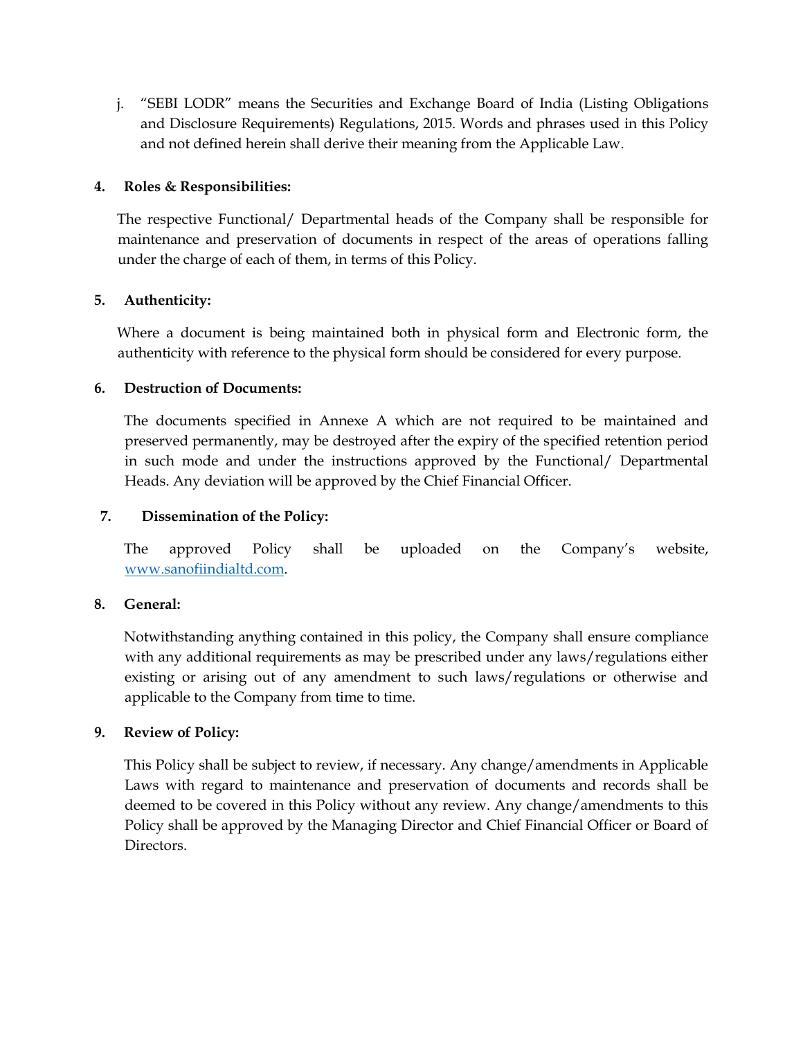j. "SEBI LODR" means the Securities and Exchange Board of India (Listing Obligations and Disclosure Requirements) Regulations, 2015. Words and phrases used in this Policy and not defined herein shall derive their meaning from the Applicable Law.

**4. Roles & Responsibilities:**

The respective Functional/ Departmental heads of the Company shall be responsible for maintenance and preservation of documents in respect of the areas of operations falling under the charge of each of them, in terms of this Policy.

**5. Authenticity:**

Where a document is being maintained both in physical form and Electronic form, the authenticity with reference to the physical form should be considered for every purpose.

**6. Destruction of Documents:**

The documents specified in Annexe A which are not required to be maintained and preserved permanently, may be destroyed after the expiry of the specified retention period in such mode and under the instructions approved by the Functional/ Departmental Heads. Any deviation will be approved by the Chief Financial Officer.

**7. Dissemination of the Policy:**

The approved Policy shall be uploaded on the Company's website, [www.sanofiindialtd.com](http://www.sanofiindialtd.com).

**8. General:**

Notwithstanding anything contained in this policy, the Company shall ensure compliance with any additional requirements as may be prescribed under any laws/regulations either existing or arising out of any amendment to such laws/regulations or otherwise and applicable to the Company from time to time.

**9. Review of Policy:**

This Policy shall be subject to review, if necessary. Any change/amendments in Applicable Laws with regard to maintenance and preservation of documents and records shall be deemed to be covered in this Policy without any review. Any change/amendments to this Policy shall be approved by the Managing Director and Chief Financial Officer or Board of Directors.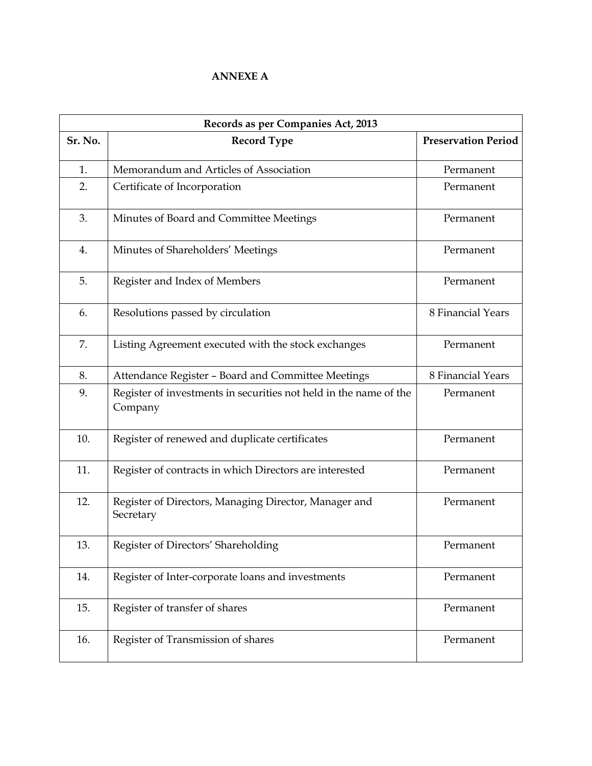**ANNEXE A**

| Records as per Companies Act, 2013 | | |
|---|---|---|
| **Sr. No.** | **Record Type** | **Preservation Period** |
| 1. | Memorandum and Articles of Association | Permanent |
| 2. | Certificate of Incorporation | Permanent |
| 3. | Minutes of Board and Committee Meetings | Permanent |
| 4. | Minutes of Shareholders' Meetings | Permanent |
| 5. | Register and Index of Members | Permanent |
| 6. | Resolutions passed by circulation | 8 Financial Years |
| 7. | Listing Agreement executed with the stock exchanges | Permanent |
| 8. | Attendance Register – Board and Committee Meetings | 8 Financial Years |
| 9. | Register of investments in securities not held in the name of the Company | Permanent |
| 10. | Register of renewed and duplicate certificates | Permanent |
| 11. | Register of contracts in which Directors are interested | Permanent |
| 12. | Register of Directors, Managing Director, Manager and Secretary | Permanent |
| 13. | Register of Directors' Shareholding | Permanent |
| 14. | Register of Inter-corporate loans and investments | Permanent |
| 15. | Register of transfer of shares | Permanent |
| 16. | Register of Transmission of shares | Permanent |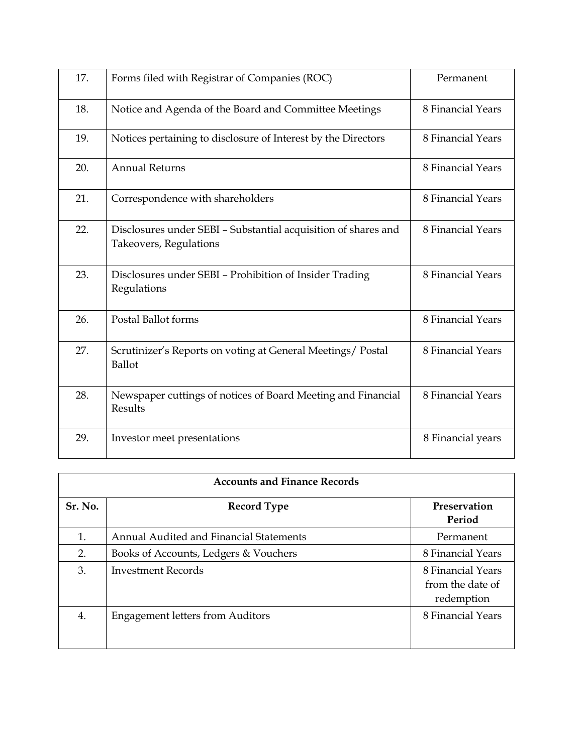| | | |
|---|---|---|
| 17. | Forms filed with Registrar of Companies (ROC) | Permanent |
| 18. | Notice and Agenda of the Board and Committee Meetings | 8 Financial Years |
| 19. | Notices pertaining to disclosure of Interest by the Directors | 8 Financial Years |
| 20. | Annual Returns | 8 Financial Years |
| 21. | Correspondence with shareholders | 8 Financial Years |
| 22. | Disclosures under SEBI – Substantial acquisition of shares and Takeovers, Regulations | 8 Financial Years |
| 23. | Disclosures under SEBI – Prohibition of Insider Trading Regulations | 8 Financial Years |
| 26. | Postal Ballot forms | 8 Financial Years |
| 27. | Scrutinizer's Reports on voting at General Meetings/ Postal Ballot | 8 Financial Years |
| 28. | Newspaper cuttings of notices of Board Meeting and Financial Results | 8 Financial Years |
| 29. | Investor meet presentations | 8 Financial years |

| **Accounts and Finance Records** | | |
|---|---|---|
| **Sr. No.** | **Record Type** | **Preservation Period** |
| 1. | Annual Audited and Financial Statements | Permanent |
| 2. | Books of Accounts, Ledgers & Vouchers | 8 Financial Years |
| 3. | Investment Records | 8 Financial Years from the date of redemption |
| 4. | Engagement letters from Auditors | 8 Financial Years |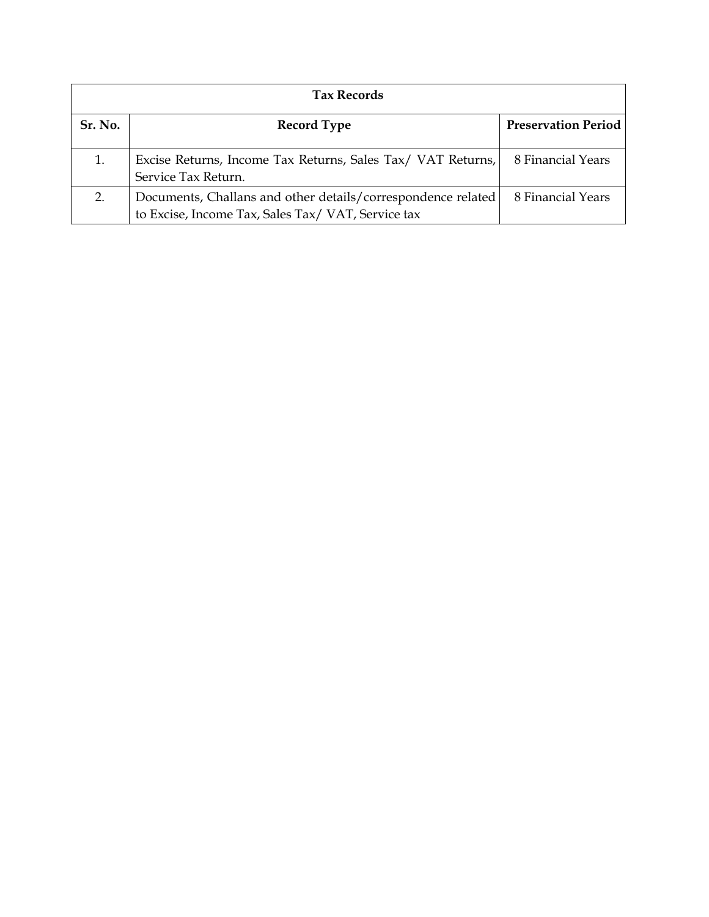| Tax Records | | |
|---|---|---|
| **Sr. No.** | **Record Type** | **Preservation Period** |
| 1. | Excise Returns, Income Tax Returns, Sales Tax/ VAT Returns, Service Tax Return. | 8 Financial Years |
| 2. | Documents, Challans and other details/correspondence related to Excise, Income Tax, Sales Tax/ VAT, Service tax | 8 Financial Years |